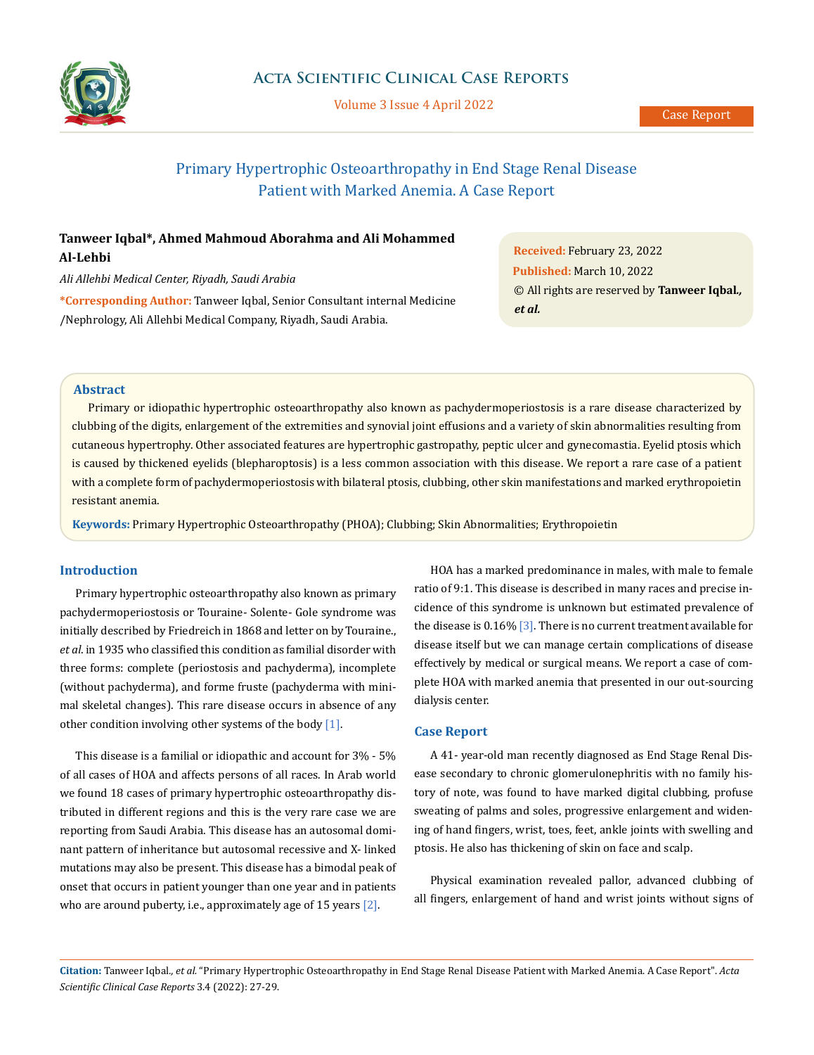# Primary Hypertrophic Osteoarthropathy in End Stage Renal Disease Patient with Marked Anemia. A Case Report

**Tanweer Iqbal*, Ahmed Mahmoud Aborahma and Ali Mohammed Al-Lehbi**

*Ali Allehbi Medical Center, Riyadh, Saudi Arabia*

**\*Corresponding Author:** Tanweer Iqbal, Senior Consultant internal Medicine /Nephrology, Ali Allehbi Medical Company, Riyadh, Saudi Arabia.

**Received:** February 23, 2022
**Published:** March 10, 2022
© All rights are reserved by **Tanweer Iqbal., *et al.***

## Abstract

Primary or idiopathic hypertrophic osteoarthropathy also known as pachydermoperiostosis is a rare disease characterized by clubbing of the digits, enlargement of the extremities and synovial joint effusions and a variety of skin abnormalities resulting from cutaneous hypertrophy. Other associated features are hypertrophic gastropathy, peptic ulcer and gynecomastia. Eyelid ptosis which is caused by thickened eyelids (blepharoptosis) is a less common association with this disease. We report a rare case of a patient with a complete form of pachydermoperiostosis with bilateral ptosis, clubbing, other skin manifestations and marked erythropoietin resistant anemia.

**Keywords:** Primary Hypertrophic Osteoarthropathy (PHOA); Clubbing; Skin Abnormalities; Erythropoietin

## Introduction

Primary hypertrophic osteoarthropathy also known as primary pachydermoperiostosis or Touraine- Solente- Gole syndrome was initially described by Friedreich in 1868 and letter on by Touraine., *et al*. in 1935 who classified this condition as familial disorder with three forms: complete (periostosis and pachyderma), incomplete (without pachyderma), and forme fruste (pachyderma with minimal skeletal changes). This rare disease occurs in absence of any other condition involving other systems of the body [1].

This disease is a familial or idiopathic and account for 3% - 5% of all cases of HOA and affects persons of all races. In Arab world we found 18 cases of primary hypertrophic osteoarthropathy distributed in different regions and this is the very rare case we are reporting from Saudi Arabia. This disease has an autosomal dominant pattern of inheritance but autosomal recessive and X- linked mutations may also be present. This disease has a bimodal peak of onset that occurs in patient younger than one year and in patients who are around puberty, i.e., approximately age of 15 years [2].

HOA has a marked predominance in males, with male to female ratio of 9:1. This disease is described in many races and precise incidence of this syndrome is unknown but estimated prevalence of the disease is 0.16% [3]. There is no current treatment available for disease itself but we can manage certain complications of disease effectively by medical or surgical means. We report a case of complete HOA with marked anemia that presented in our out-sourcing dialysis center.

## Case Report

A 41- year-old man recently diagnosed as End Stage Renal Disease secondary to chronic glomerulonephritis with no family history of note, was found to have marked digital clubbing, profuse sweating of palms and soles, progressive enlargement and widening of hand fingers, wrist, toes, feet, ankle joints with swelling and ptosis. He also has thickening of skin on face and scalp.

Physical examination revealed pallor, advanced clubbing of all fingers, enlargement of hand and wrist joints without signs of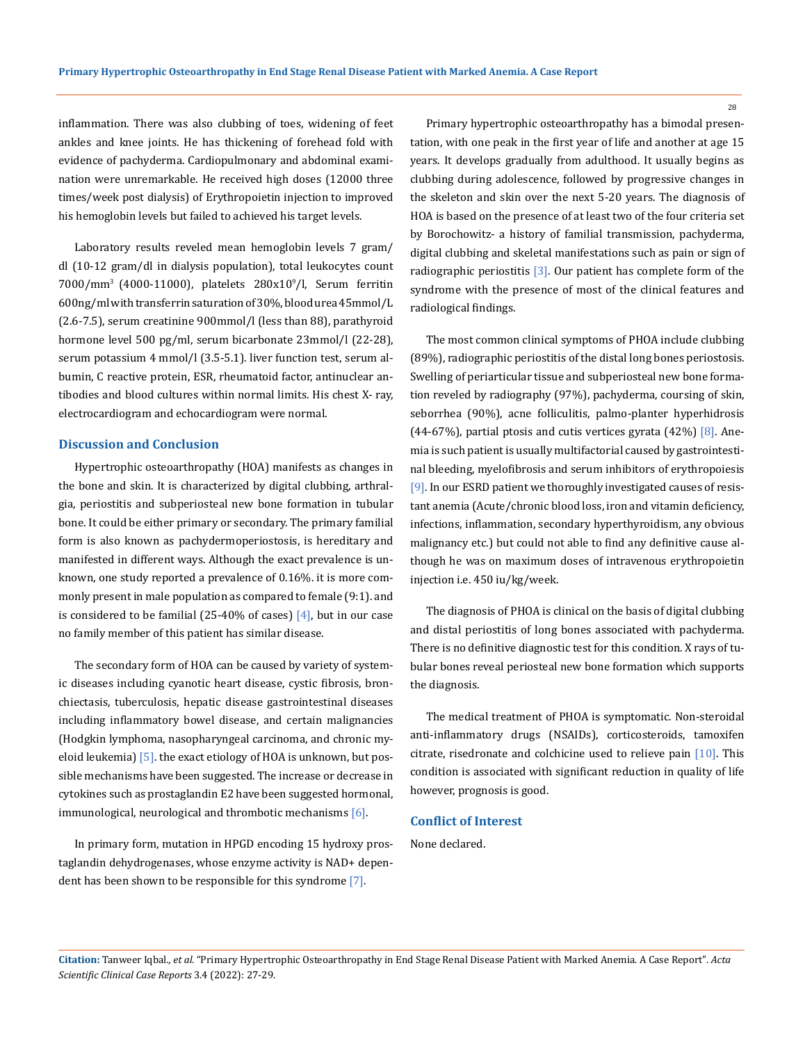inflammation. There was also clubbing of toes, widening of feet ankles and knee joints. He has thickening of forehead fold with evidence of pachyderma. Cardiopulmonary and abdominal examination were unremarkable. He received high doses (12000 three times/week post dialysis) of Erythropoietin injection to improved his hemoglobin levels but failed to achieved his target levels.

Laboratory results reveled mean hemoglobin levels 7 gram/dl (10-12 gram/dl in dialysis population), total leukocytes count 7000/mm$^3$ (4000-11000), platelets 280x10$^9$/l, Serum ferritin 600ng/ml with transferrin saturation of 30%, blood urea 45mmol/L (2.6-7.5), serum creatinine 900mmol/l (less than 88), parathyroid hormone level 500 pg/ml, serum bicarbonate 23mmol/l (22-28), serum potassium 4 mmol/l (3.5-5.1). liver function test, serum albumin, C reactive protein, ESR, rheumatoid factor, antinuclear antibodies and blood cultures within normal limits. His chest X- ray, electrocardiogram and echocardiogram were normal.

## Discussion and Conclusion

Hypertrophic osteoarthropathy (HOA) manifests as changes in the bone and skin. It is characterized by digital clubbing, arthralgia, periostitis and subperiosteal new bone formation in tubular bone. It could be either primary or secondary. The primary familial form is also known as pachydermoperiostosis, is hereditary and manifested in different ways. Although the exact prevalence is unknown, one study reported a prevalence of 0.16%. it is more commonly present in male population as compared to female (9:1). and is considered to be familial (25-40% of cases) [4], but in our case no family member of this patient has similar disease.

The secondary form of HOA can be caused by variety of systemic diseases including cyanotic heart disease, cystic fibrosis, bronchiectasis, tuberculosis, hepatic disease gastrointestinal diseases including inflammatory bowel disease, and certain malignancies (Hodgkin lymphoma, nasopharyngeal carcinoma, and chronic myeloid leukemia) [5]. the exact etiology of HOA is unknown, but possible mechanisms have been suggested. The increase or decrease in cytokines such as prostaglandin E2 have been suggested hormonal, immunological, neurological and thrombotic mechanisms [6].

In primary form, mutation in HPGD encoding 15 hydroxy prostaglandin dehydrogenases, whose enzyme activity is NAD+ dependent has been shown to be responsible for this syndrome [7].

Primary hypertrophic osteoarthropathy has a bimodal presentation, with one peak in the first year of life and another at age 15 years. It develops gradually from adulthood. It usually begins as clubbing during adolescence, followed by progressive changes in the skeleton and skin over the next 5-20 years. The diagnosis of HOA is based on the presence of at least two of the four criteria set by Borochowitz- a history of familial transmission, pachyderma, digital clubbing and skeletal manifestations such as pain or sign of radiographic periostitis [3]. Our patient has complete form of the syndrome with the presence of most of the clinical features and radiological findings.

The most common clinical symptoms of PHOA include clubbing (89%), radiographic periostitis of the distal long bones periostosis. Swelling of periarticular tissue and subperiosteal new bone formation reveled by radiography (97%), pachyderma, coursing of skin, seborrhea (90%), acne folliculitis, palmo-planter hyperhidrosis (44-67%), partial ptosis and cutis vertices gyrata (42%) [8]. Anemia is such patient is usually multifactorial caused by gastrointestinal bleeding, myelofibrosis and serum inhibitors of erythropoiesis [9]. In our ESRD patient we thoroughly investigated causes of resistant anemia (Acute/chronic blood loss, iron and vitamin deficiency, infections, inflammation, secondary hyperthyroidism, any obvious malignancy etc.) but could not able to find any definitive cause although he was on maximum doses of intravenous erythropoietin injection i.e. 450 iu/kg/week.

The diagnosis of PHOA is clinical on the basis of digital clubbing and distal periostitis of long bones associated with pachyderma. There is no definitive diagnostic test for this condition. X rays of tubular bones reveal periosteal new bone formation which supports the diagnosis.

The medical treatment of PHOA is symptomatic. Non-steroidal anti-inflammatory drugs (NSAIDs), corticosteroids, tamoxifen citrate, risedronate and colchicine used to relieve pain [10]. This condition is associated with significant reduction in quality of life however, prognosis is good.

## Conflict of Interest

None declared.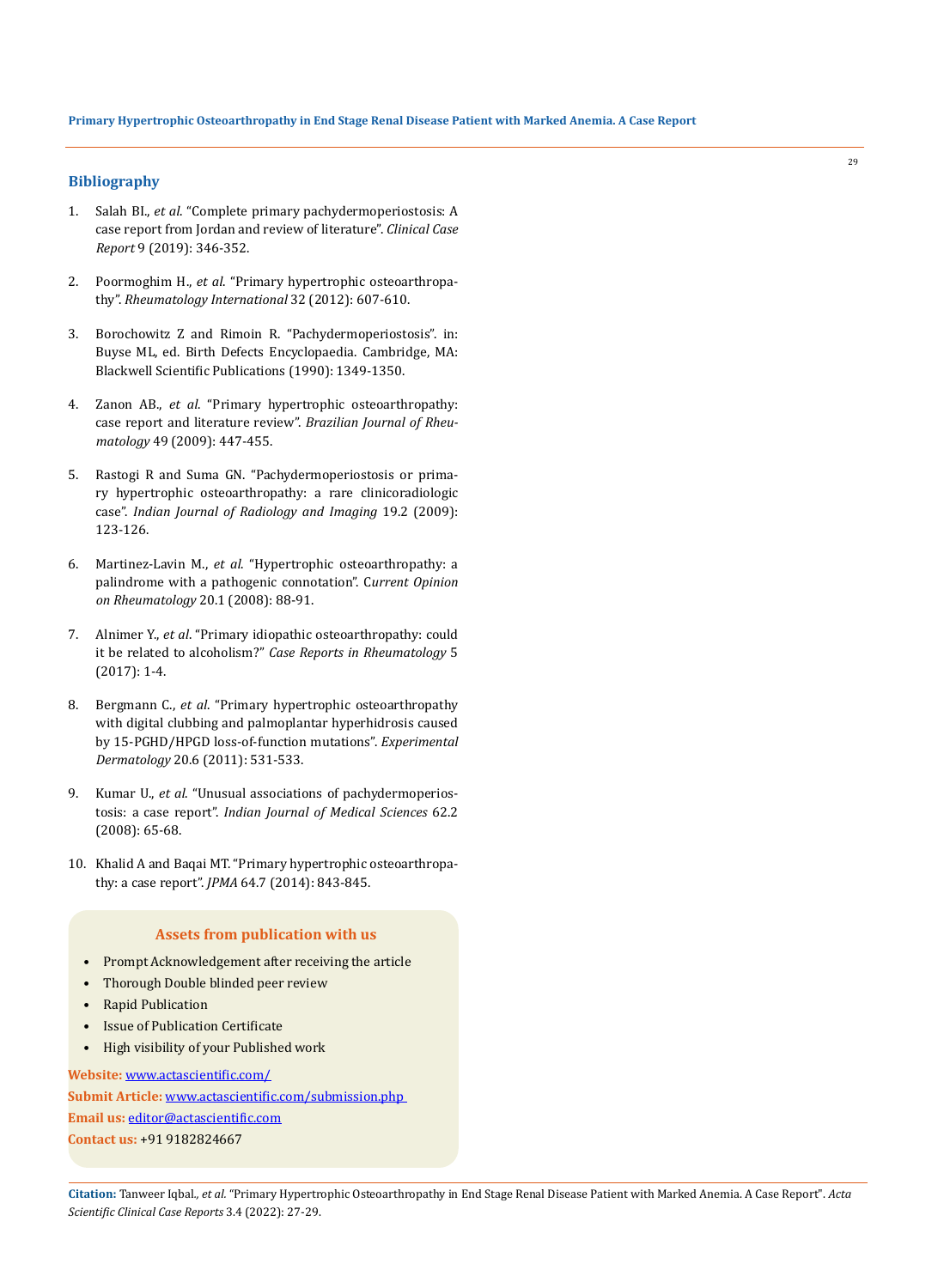## Bibliography

1. Salah BI., *et al.* "Complete primary pachydermoperiostosis: A case report from Jordan and review of literature". *Clinical Case Report* 9 (2019): 346-352.

2. Poormoghim H., *et al.* "Primary hypertrophic osteoarthropathy". *Rheumatology International* 32 (2012): 607-610.

3. Borochowitz Z and Rimoin R. "Pachydermoperiostosis". in: Buyse ML, ed. Birth Defects Encyclopaedia. Cambridge, MA: Blackwell Scientific Publications (1990): 1349-1350.

4. Zanon AB., *et al.* "Primary hypertrophic osteoarthropathy: case report and literature review". *Brazilian Journal of Rheumatology* 49 (2009): 447-455.

5. Rastogi R and Suma GN. "Pachydermoperiostosis or primary hypertrophic osteoarthropathy: a rare clinicoradiologic case". *Indian Journal of Radiology and Imaging* 19.2 (2009): 123-126.

6. Martinez-Lavin M., *et al.* "Hypertrophic osteoarthropathy: a palindrome with a pathogenic connotation". *Current Opinion on Rheumatology* 20.1 (2008): 88-91.

7. Alnimer Y., *et al.* "Primary idiopathic osteoarthropathy: could it be related to alcoholism?" *Case Reports in Rheumatology* 5 (2017): 1-4.

8. Bergmann C., *et al.* "Primary hypertrophic osteoarthropathy with digital clubbing and palmoplantar hyperhidrosis caused by 15-PGHD/HPGD loss-of-function mutations". *Experimental Dermatology* 20.6 (2011): 531-533.

9. Kumar U., *et al.* "Unusual associations of pachydermoperiostosis: a case report". *Indian Journal of Medical Sciences* 62.2 (2008): 65-68.

10. Khalid A and Baqai MT. "Primary hypertrophic osteoarthropathy: a case report". *JPMA* 64.7 (2014): 843-845.

### Assets from publication with us

- Prompt Acknowledgement after receiving the article
- Thorough Double blinded peer review
- Rapid Publication
- Issue of Publication Certificate
- High visibility of your Published work

**Website:** www.actascientific.com/
**Submit Article:** www.actascientific.com/submission.php
**Email us:** editor@actascientific.com
**Contact us:** +91 9182824667

**Citation:** Tanweer Iqbal., *et al.* "Primary Hypertrophic Osteoarthropathy in End Stage Renal Disease Patient with Marked Anemia. A Case Report". *Acta Scientific Clinical Case Reports* 3.4 (2022): 27-29.